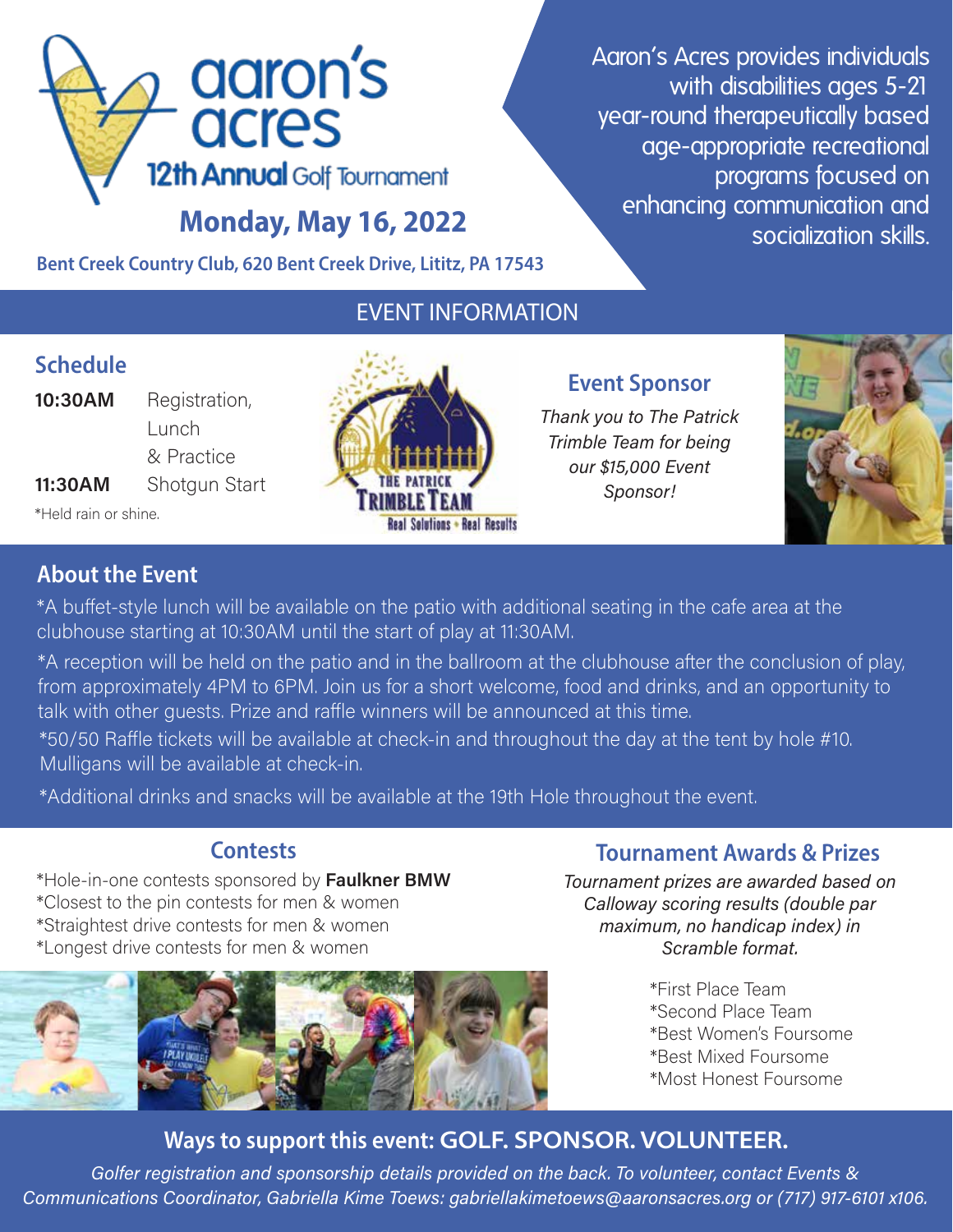# aaron's acres

**12th Annual** Golf Tournament

## Monday, May 16, 2022

**Bent Creek Country Club, 620 Bent Creek Drive, Lititz, PA 17543**

Aaron's Acres provides individuals with disabilities ages 5-21 year-round therapeutically based age-appropriate recreational programs focused on enhancing communication and socialization skills.

## EVENT INFORMATION

### Schedule

**10:30AM** Registration, Lunch & Practice

**11:30AM** Shotgun Start

*Held rain or shine.

THE PATRICK TRIMBLE TEAM
Real Solutions • Real Results

### Event Sponsor

*Thank you to The Patrick Trimble Team for being our $15,000 Event Sponsor!*

### About the Event

*A buffet-style lunch will be available on the patio with additional seating in the cafe area at the clubhouse starting at 10:30AM until the start of play at 11:30AM.

*A reception will be held on the patio and in the ballroom at the clubhouse after the conclusion of play, from approximately 4PM to 6PM. Join us for a short welcome, food and drinks, and an opportunity to talk with other guests. Prize and raffle winners will be announced at this time.

*50/50 Raffle tickets will be available at check-in and throughout the day at the tent by hole #10. Mulligans will be available at check-in.

*Additional drinks and snacks will be available at the 19th Hole throughout the event.

### Contests

*Hole-in-one contests sponsored by **Faulkner BMW**
*Closest to the pin contests for men & women
*Straightest drive contests for men & women
*Longest drive contests for men & women

### Tournament Awards & Prizes

*Tournament prizes are awarded based on Calloway scoring results (double par maximum, no handicap index) in Scramble format.*

*First Place Team
*Second Place Team
*Best Women's Foursome
*Best Mixed Foursome
*Most Honest Foursome

## Ways to support this event: GOLF. SPONSOR. VOLUNTEER.

*Golfer registration and sponsorship details provided on the back. To volunteer, contact Events & Communications Coordinator, Gabriella Kime Toews: gabriellakimetoews@aaronsacres.org or (717) 917-6101 x106.*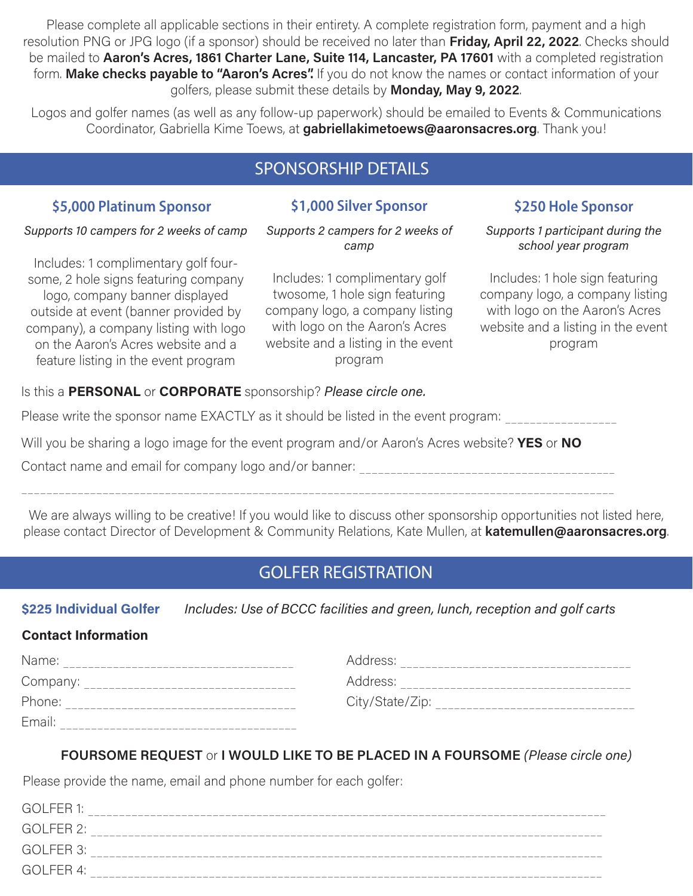Please complete all applicable sections in their entirety. A complete registration form, payment and a high resolution PNG or JPG logo (if a sponsor) should be received no later than **Friday, April 22, 2022**. Checks should be mailed to **Aaron's Acres, 1861 Charter Lane, Suite 114, Lancaster, PA 17601** with a completed registration form. **Make checks payable to "Aaron's Acres".** If you do not know the names or contact information of your golfers, please submit these details by **Monday, May 9, 2022**.

Logos and golfer names (as well as any follow-up paperwork) should be emailed to Events & Communications Coordinator, Gabriella Kime Toews, at **gabriellakimetoews@aaronsacres.org**. Thank you!

## SPONSORSHIP DETAILS

### $5,000 Platinum Sponsor

*Supports 10 campers for 2 weeks of camp*

Includes: 1 complimentary golf foursome, 2 hole signs featuring company logo, company banner displayed outside at event (banner provided by company), a company listing with logo on the Aaron's Acres website and a feature listing in the event program

### $1,000 Silver Sponsor

*Supports 2 campers for 2 weeks of camp*

Includes: 1 complimentary golf twosome, 1 hole sign featuring company logo, a company listing with logo on the Aaron's Acres website and a listing in the event program

### $250 Hole Sponsor

*Supports 1 participant during the school year program*

Includes: 1 hole sign featuring company logo, a company listing with logo on the Aaron's Acres website and a listing in the event program

Is this a **PERSONAL** or **CORPORATE** sponsorship? *Please circle one.*

Please write the sponsor name EXACTLY as it should be listed in the event program: ________________

Will you be sharing a logo image for the event program and/or Aaron's Acres website? **YES** or **NO**

Contact name and email for company logo and/or banner: ______________________________________

______________________________________________________________________________________

We are always willing to be creative! If you would like to discuss other sponsorship opportunities not listed here, please contact Director of Development & Community Relations, Kate Mullen, at **katemullen@aaronsacres.org**.

## GOLFER REGISTRATION

**$225 Individual Golfer** *Includes: Use of BCCC facilities and green, lunch, reception and golf carts*

**Contact Information**

Name: ______________________________

Company: ___________________________

Phone: ______________________________

Email: ______________________________

Address: ____________________________

Address: ____________________________

City/State/Zip: ________________________

**FOURSOME REQUEST** or **I WOULD LIKE TO BE PLACED IN A FOURSOME** *(Please circle one)*

Please provide the name, email and phone number for each golfer:

GOLFER 1: ______________________________________________________________________

GOLFER 2: ______________________________________________________________________

GOLFER 3: ______________________________________________________________________

GOLFER 4: ______________________________________________________________________